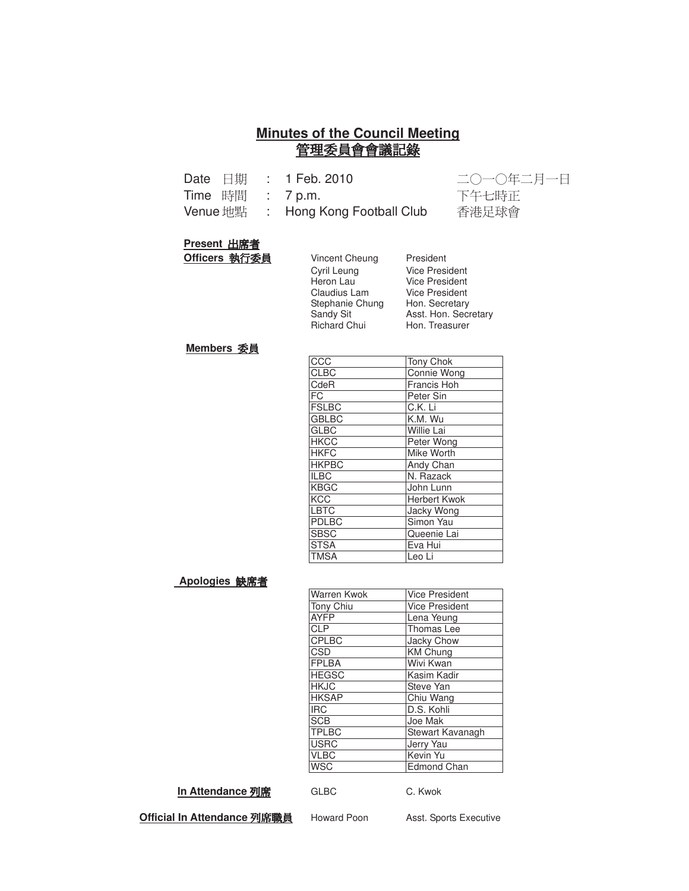# Minutes of the Council Meeting
# 管理委員會會議記錄

| | | | |
|---|---|---|---|
| Date 日期 | : | 1 Feb. 2010 | 二〇一〇年二月一日 |
| Time 時間 | : | 7 p.m. | 下午七時正 |
| Venue 地點 | : | Hong Kong Football Club | 香港足球會 |

**Present 出席者**

**Officers 執行委員**

| | |
|---|---|
| Vincent Cheung | President |
| Cyril Leung | Vice President |
| Heron Lau | Vice President |
| Claudius Lam | Vice President |
| Stephanie Chung | Hon. Secretary |
| Sandy Sit | Asst. Hon. Secretary |
| Richard Chui | Hon. Treasurer |

**Members 委員**

| | |
|---|---|
| CCC | Tony Chok |
| CLBC | Connie Wong |
| CdeR | Francis Hoh |
| FC | Peter Sin |
| FSLBC | C.K. Li |
| GBLBC | K.M. Wu |
| GLBC | Willie Lai |
| HKCC | Peter Wong |
| HKFC | Mike Worth |
| HKPBC | Andy Chan |
| ILBC | N. Razack |
| KBGC | John Lunn |
| KCC | Herbert Kwok |
| LBTC | Jacky Wong |
| PDLBC | Simon Yau |
| SBSC | Queenie Lai |
| STSA | Eva Hui |
| TMSA | Leo Li |

**Apologies 缺席者**

| | |
|---|---|
| Warren Kwok | Vice President |
| Tony Chiu | Vice President |
| AYFP | Lena Yeung |
| CLP | Thomas Lee |
| CPLBC | Jacky Chow |
| CSD | KM Chung |
| FPLBA | Wivi Kwan |
| HEGSC | Kasim Kadir |
| HKJC | Steve Yan |
| HKSAP | Chiu Wang |
| IRC | D.S. Kohli |
| SCB | Joe Mak |
| TPLBC | Stewart Kavanagh |
| USRC | Jerry Yau |
| VLBC | Kevin Yu |
| WSC | Edmond Chan |

**In Attendance 列席** GLBC C. Kwok

**Official In Attendance 列席職員** Howard Poon Asst. Sports Executive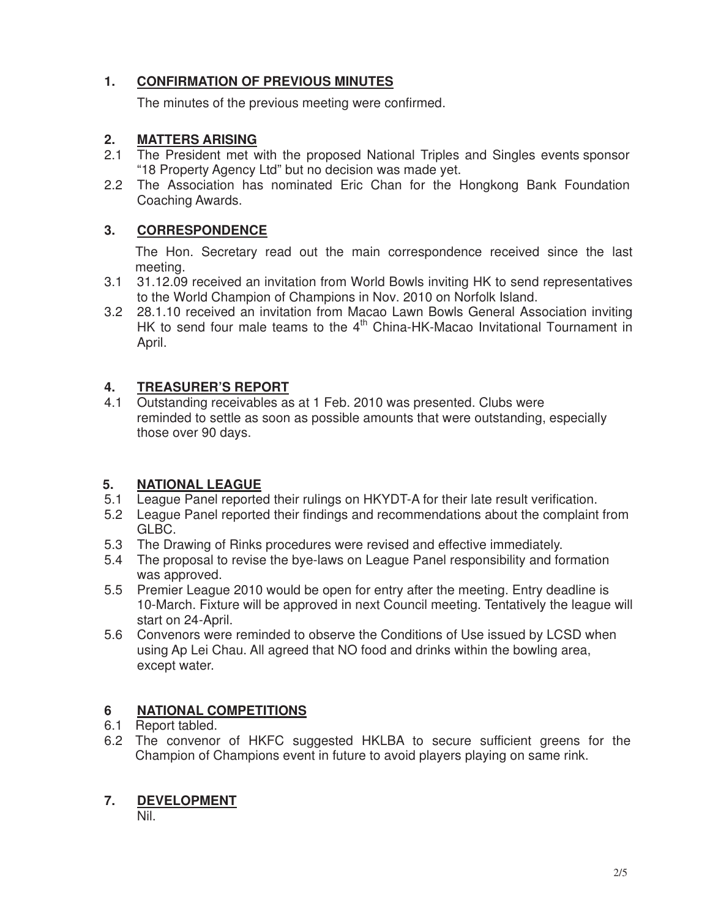## 1. CONFIRMATION OF PREVIOUS MINUTES

The minutes of the previous meeting were confirmed.

## 2. MATTERS ARISING

2.1 The President met with the proposed National Triples and Singles events sponsor "18 Property Agency Ltd" but no decision was made yet.

2.2 The Association has nominated Eric Chan for the Hongkong Bank Foundation Coaching Awards.

## 3. CORRESPONDENCE

The Hon. Secretary read out the main correspondence received since the last meeting.

3.1 31.12.09 received an invitation from World Bowls inviting HK to send representatives to the World Champion of Champions in Nov. 2010 on Norfolk Island.

3.2 28.1.10 received an invitation from Macao Lawn Bowls General Association inviting HK to send four male teams to the 4th China-HK-Macao Invitational Tournament in April.

## 4. TREASURER'S REPORT

4.1 Outstanding receivables as at 1 Feb. 2010 was presented. Clubs were reminded to settle as soon as possible amounts that were outstanding, especially those over 90 days.

## 5. NATIONAL LEAGUE

5.1 League Panel reported their rulings on HKYDT-A for their late result verification.

5.2 League Panel reported their findings and recommendations about the complaint from GLBC.

5.3 The Drawing of Rinks procedures were revised and effective immediately.

5.4 The proposal to revise the bye-laws on League Panel responsibility and formation was approved.

5.5 Premier League 2010 would be open for entry after the meeting. Entry deadline is 10-March. Fixture will be approved in next Council meeting. Tentatively the league will start on 24-April.

5.6 Convenors were reminded to observe the Conditions of Use issued by LCSD when using Ap Lei Chau. All agreed that NO food and drinks within the bowling area, except water.

## 6 NATIONAL COMPETITIONS

6.1 Report tabled.

6.2 The convenor of HKFC suggested HKLBA to secure sufficient greens for the Champion of Champions event in future to avoid players playing on same rink.

## 7. DEVELOPMENT

Nil.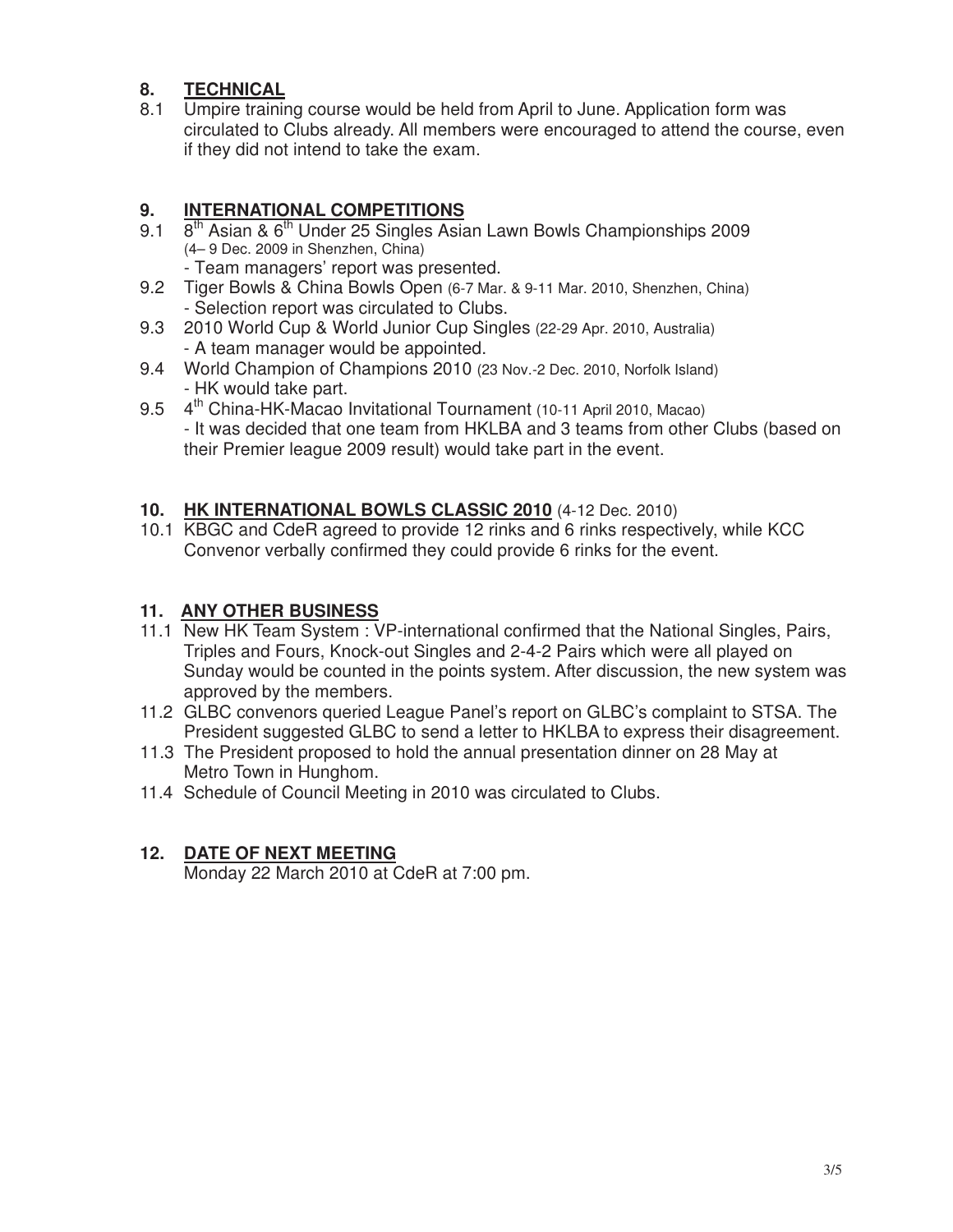## 8. TECHNICAL

8.1 Umpire training course would be held from April to June. Application form was circulated to Clubs already. All members were encouraged to attend the course, even if they did not intend to take the exam.

## 9. INTERNATIONAL COMPETITIONS

9.1 8th Asian & 6th Under 25 Singles Asian Lawn Bowls Championships 2009 (4– 9 Dec. 2009 in Shenzhen, China)
- Team managers' report was presented.

9.2 Tiger Bowls & China Bowls Open (6-7 Mar. & 9-11 Mar. 2010, Shenzhen, China)
- Selection report was circulated to Clubs.

9.3 2010 World Cup & World Junior Cup Singles (22-29 Apr. 2010, Australia)
- A team manager would be appointed.

9.4 World Champion of Champions 2010 (23 Nov.-2 Dec. 2010, Norfolk Island)
- HK would take part.

9.5 4th China-HK-Macao Invitational Tournament (10-11 April 2010, Macao)
- It was decided that one team from HKLBA and 3 teams from other Clubs (based on their Premier league 2009 result) would take part in the event.

## 10. HK INTERNATIONAL BOWLS CLASSIC 2010 (4-12 Dec. 2010)

10.1 KBGC and CdeR agreed to provide 12 rinks and 6 rinks respectively, while KCC Convenor verbally confirmed they could provide 6 rinks for the event.

## 11. ANY OTHER BUSINESS

11.1 New HK Team System : VP-international confirmed that the National Singles, Pairs, Triples and Fours, Knock-out Singles and 2-4-2 Pairs which were all played on Sunday would be counted in the points system. After discussion, the new system was approved by the members.

11.2 GLBC convenors queried League Panel's report on GLBC's complaint to STSA. The President suggested GLBC to send a letter to HKLBA to express their disagreement.

11.3 The President proposed to hold the annual presentation dinner on 28 May at Metro Town in Hunghom.

11.4 Schedule of Council Meeting in 2010 was circulated to Clubs.

## 12. DATE OF NEXT MEETING

Monday 22 March 2010 at CdeR at 7:00 pm.